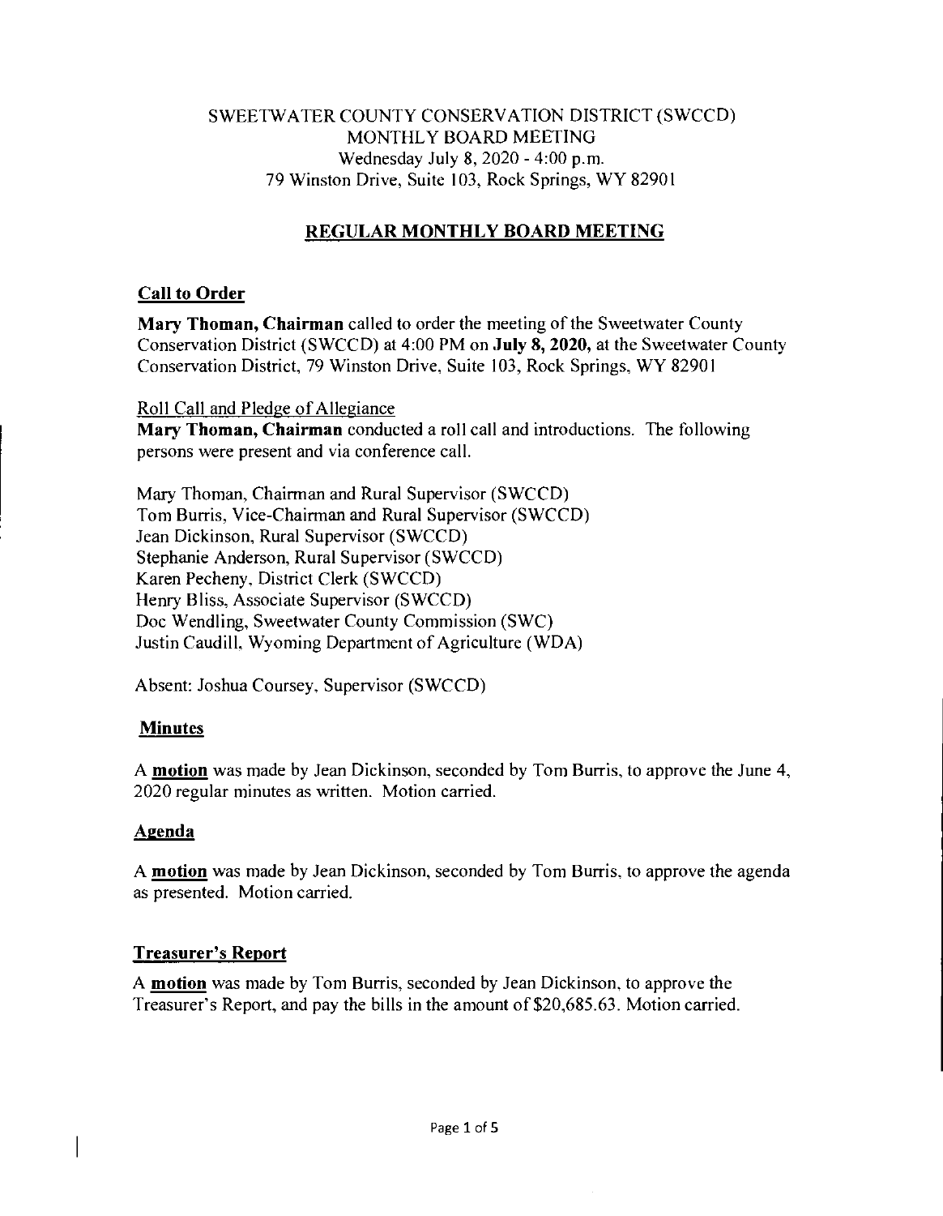SWEETWATER COUNTY CONSERVATION DISTRICT (SWCCD)
MONTHLY BOARD MEETING
Wednesday July 8, 2020 - 4:00 p.m.
79 Winston Drive, Suite 103, Rock Springs, WY 82901

# REGULAR MONTHLY BOARD MEETING

## Call to Order

**Mary Thoman, Chairman** called to order the meeting of the Sweetwater County Conservation District (SWCCD) at 4:00 PM on **July 8, 2020,** at the Sweetwater County Conservation District, 79 Winston Drive, Suite 103, Rock Springs, WY 82901

Roll Call and Pledge of Allegiance

**Mary Thoman, Chairman** conducted a roll call and introductions. The following persons were present and via conference call.

Mary Thoman, Chairman and Rural Supervisor (SWCCD)
Tom Burris, Vice-Chairman and Rural Supervisor (SWCCD)
Jean Dickinson, Rural Supervisor (SWCCD)
Stephanie Anderson, Rural Supervisor (SWCCD)
Karen Pecheny, District Clerk (SWCCD)
Henry Bliss, Associate Supervisor (SWCCD)
Doc Wendling, Sweetwater County Commission (SWC)
Justin Caudill, Wyoming Department of Agriculture (WDA)

Absent: Joshua Coursey, Supervisor (SWCCD)

## Minutes

A **motion** was made by Jean Dickinson, seconded by Tom Burris, to approve the June 4, 2020 regular minutes as written. Motion carried.

## Agenda

A **motion** was made by Jean Dickinson, seconded by Tom Burris, to approve the agenda as presented. Motion carried.

## Treasurer's Report

A **motion** was made by Tom Burris, seconded by Jean Dickinson, to approve the Treasurer's Report, and pay the bills in the amount of $20,685.63. Motion carried.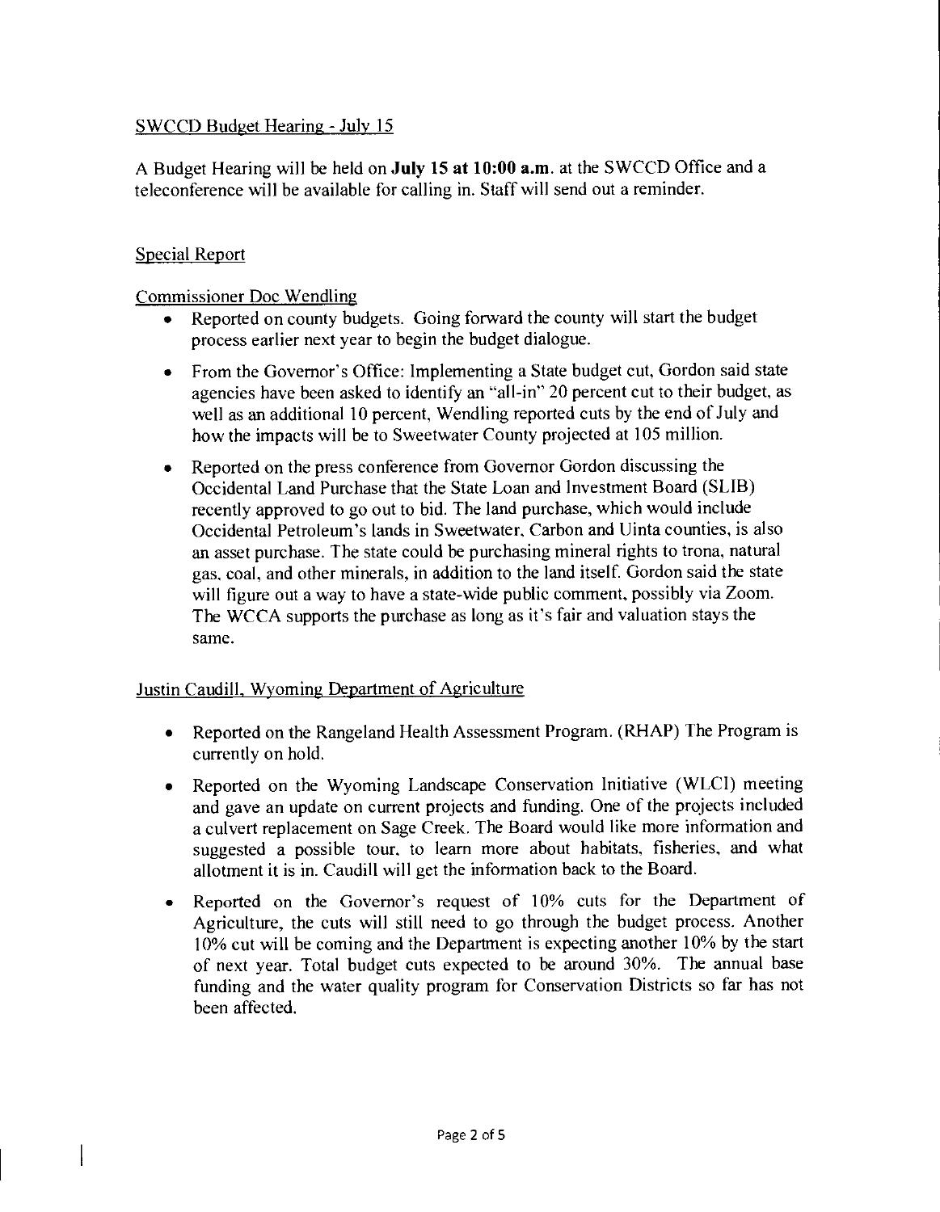SWCCD Budget Hearing - July 15

A Budget Hearing will be held on **July 15 at 10:00 a.m.** at the SWCCD Office and a teleconference will be available for calling in. Staff will send out a reminder.

Special Report

Commissioner Doc Wendling

- Reported on county budgets. Going forward the county will start the budget process earlier next year to begin the budget dialogue.
- From the Governor's Office: Implementing a State budget cut, Gordon said state agencies have been asked to identify an "all-in" 20 percent cut to their budget, as well as an additional 10 percent, Wendling reported cuts by the end of July and how the impacts will be to Sweetwater County projected at 105 million.
- Reported on the press conference from Governor Gordon discussing the Occidental Land Purchase that the State Loan and Investment Board (SLIB) recently approved to go out to bid. The land purchase, which would include Occidental Petroleum's lands in Sweetwater, Carbon and Uinta counties, is also an asset purchase. The state could be purchasing mineral rights to trona, natural gas, coal, and other minerals, in addition to the land itself. Gordon said the state will figure out a way to have a state-wide public comment, possibly via Zoom. The WCCA supports the purchase as long as it's fair and valuation stays the same.

Justin Caudill, Wyoming Department of Agriculture

- Reported on the Rangeland Health Assessment Program. (RHAP) The Program is currently on hold.
- Reported on the Wyoming Landscape Conservation Initiative (WLCI) meeting and gave an update on current projects and funding. One of the projects included a culvert replacement on Sage Creek. The Board would like more information and suggested a possible tour, to learn more about habitats, fisheries, and what allotment it is in. Caudill will get the information back to the Board.
- Reported on the Governor's request of 10% cuts for the Department of Agriculture, the cuts will still need to go through the budget process. Another 10% cut will be coming and the Department is expecting another 10% by the start of next year. Total budget cuts expected to be around 30%. The annual base funding and the water quality program for Conservation Districts so far has not been affected.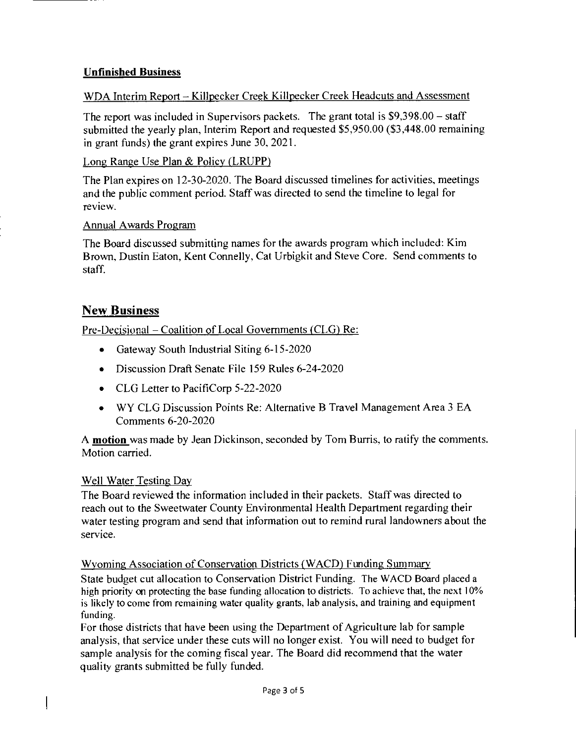## Unfinished Business

WDA Interim Report – Killpecker Creek Killpecker Creek Headcuts and Assessment

The report was included in Supervisors packets. The grant total is $9,398.00 – staff submitted the yearly plan, Interim Report and requested $5,950.00 ($3,448.00 remaining in grant funds) the grant expires June 30, 2021.

Long Range Use Plan & Policy (LRUPP)

The Plan expires on 12-30-2020. The Board discussed timelines for activities, meetings and the public comment period. Staff was directed to send the timeline to legal for review.

Annual Awards Program

The Board discussed submitting names for the awards program which included: Kim Brown, Dustin Eaton, Kent Connelly, Cat Urbigkit and Steve Core. Send comments to staff.

# New Business

Pre-Decisional – Coalition of Local Governments (CLG) Re:

- Gateway South Industrial Siting 6-15-2020
- Discussion Draft Senate File 159 Rules 6-24-2020
- CLG Letter to PacifiCorp 5-22-2020
- WY CLG Discussion Points Re: Alternative B Travel Management Area 3 EA Comments 6-20-2020

A **motion** was made by Jean Dickinson, seconded by Tom Burris, to ratify the comments. Motion carried.

Well Water Testing Day

The Board reviewed the information included in their packets. Staff was directed to reach out to the Sweetwater County Environmental Health Department regarding their water testing program and send that information out to remind rural landowners about the service.

Wyoming Association of Conservation Districts (WACD) Funding Summary

State budget cut allocation to Conservation District Funding. The WACD Board placed a high priority on protecting the base funding allocation to districts. To achieve that, the next 10% is likely to come from remaining water quality grants, lab analysis, and training and equipment funding.

For those districts that have been using the Department of Agriculture lab for sample analysis, that service under these cuts will no longer exist. You will need to budget for sample analysis for the coming fiscal year. The Board did recommend that the water quality grants submitted be fully funded.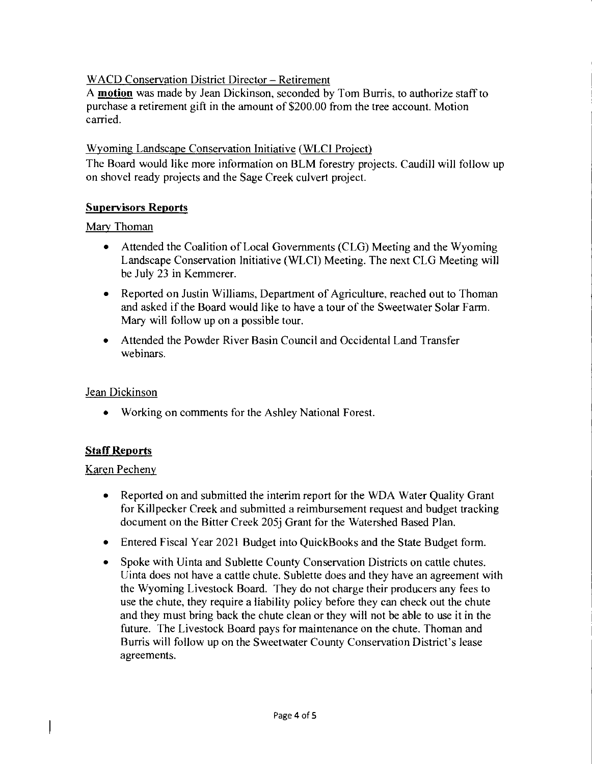WACD Conservation District Director – Retirement

A **motion** was made by Jean Dickinson, seconded by Tom Burris, to authorize staff to purchase a retirement gift in the amount of $200.00 from the tree account. Motion carried.

Wyoming Landscape Conservation Initiative (WLCI Project)

The Board would like more information on BLM forestry projects. Caudill will follow up on shovel ready projects and the Sage Creek culvert project.

## Supervisors Reports

Mary Thoman

- Attended the Coalition of Local Governments (CLG) Meeting and the Wyoming Landscape Conservation Initiative (WLCI) Meeting. The next CLG Meeting will be July 23 in Kemmerer.
- Reported on Justin Williams, Department of Agriculture, reached out to Thoman and asked if the Board would like to have a tour of the Sweetwater Solar Farm. Mary will follow up on a possible tour.
- Attended the Powder River Basin Council and Occidental Land Transfer webinars.

Jean Dickinson

- Working on comments for the Ashley National Forest.

## Staff Reports

Karen Pecheny

- Reported on and submitted the interim report for the WDA Water Quality Grant for Killpecker Creek and submitted a reimbursement request and budget tracking document on the Bitter Creek 205j Grant for the Watershed Based Plan.
- Entered Fiscal Year 2021 Budget into QuickBooks and the State Budget form.
- Spoke with Uinta and Sublette County Conservation Districts on cattle chutes. Uinta does not have a cattle chute. Sublette does and they have an agreement with the Wyoming Livestock Board. They do not charge their producers any fees to use the chute, they require a liability policy before they can check out the chute and they must bring back the chute clean or they will not be able to use it in the future. The Livestock Board pays for maintenance on the chute. Thoman and Burris will follow up on the Sweetwater County Conservation District's lease agreements.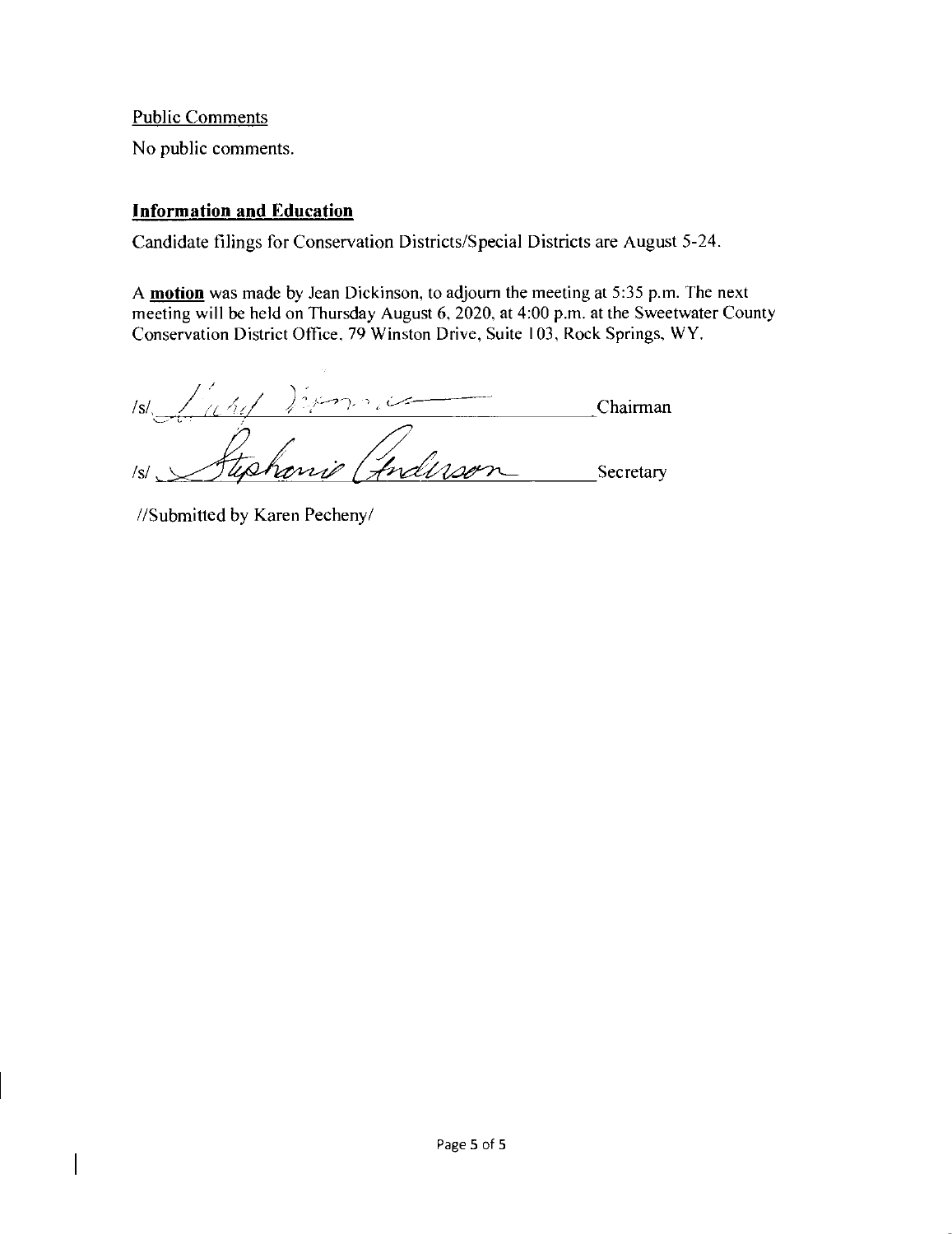Public Comments

No public comments.

## **Information and Education**

Candidate filings for Conservation Districts/Special Districts are August 5-24.

A **motion** was made by Jean Dickinson, to adjourn the meeting at 5:35 p.m. The next meeting will be held on Thursday August 6, 2020, at 4:00 p.m. at the Sweetwater County Conservation District Office, 79 Winston Drive, Suite 103, Rock Springs, WY.

/s/ ______________________ Chairman

/s/ Stephanie Anderson ______________________ Secretary

//Submitted by Karen Pecheny/